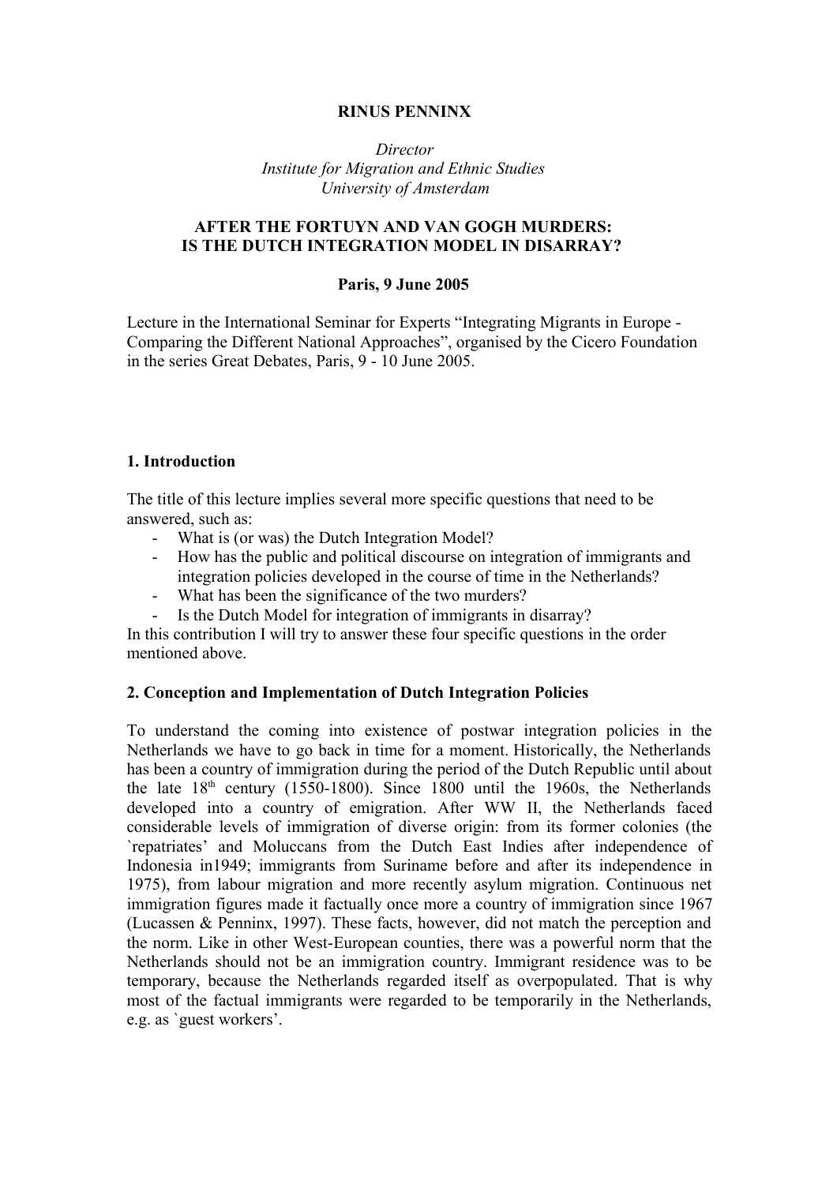**RINUS PENNINX**

*Director*
*Institute for Migration and Ethnic Studies*
*University of Amsterdam*

# AFTER THE FORTUYN AND VAN GOGH MURDERS: IS THE DUTCH INTEGRATION MODEL IN DISARRAY?

**Paris, 9 June 2005**

Lecture in the International Seminar for Experts "Integrating Migrants in Europe - Comparing the Different National Approaches", organised by the Cicero Foundation in the series Great Debates, Paris, 9 - 10 June 2005.

## 1. Introduction

The title of this lecture implies several more specific questions that need to be answered, such as:

- What is (or was) the Dutch Integration Model?
- How has the public and political discourse on integration of immigrants and integration policies developed in the course of time in the Netherlands?
- What has been the significance of the two murders?
- Is the Dutch Model for integration of immigrants in disarray?

In this contribution I will try to answer these four specific questions in the order mentioned above.

## 2. Conception and Implementation of Dutch Integration Policies

To understand the coming into existence of postwar integration policies in the Netherlands we have to go back in time for a moment. Historically, the Netherlands has been a country of immigration during the period of the Dutch Republic until about the late 18th century (1550-1800). Since 1800 until the 1960s, the Netherlands developed into a country of emigration. After WW II, the Netherlands faced considerable levels of immigration of diverse origin: from its former colonies (the `repatriates' and Moluccans from the Dutch East Indies after independence of Indonesia in1949; immigrants from Suriname before and after its independence in 1975), from labour migration and more recently asylum migration. Continuous net immigration figures made it factually once more a country of immigration since 1967 (Lucassen & Penninx, 1997). These facts, however, did not match the perception and the norm. Like in other West-European counties, there was a powerful norm that the Netherlands should not be an immigration country. Immigrant residence was to be temporary, because the Netherlands regarded itself as overpopulated. That is why most of the factual immigrants were regarded to be temporarily in the Netherlands, e.g. as `guest workers'.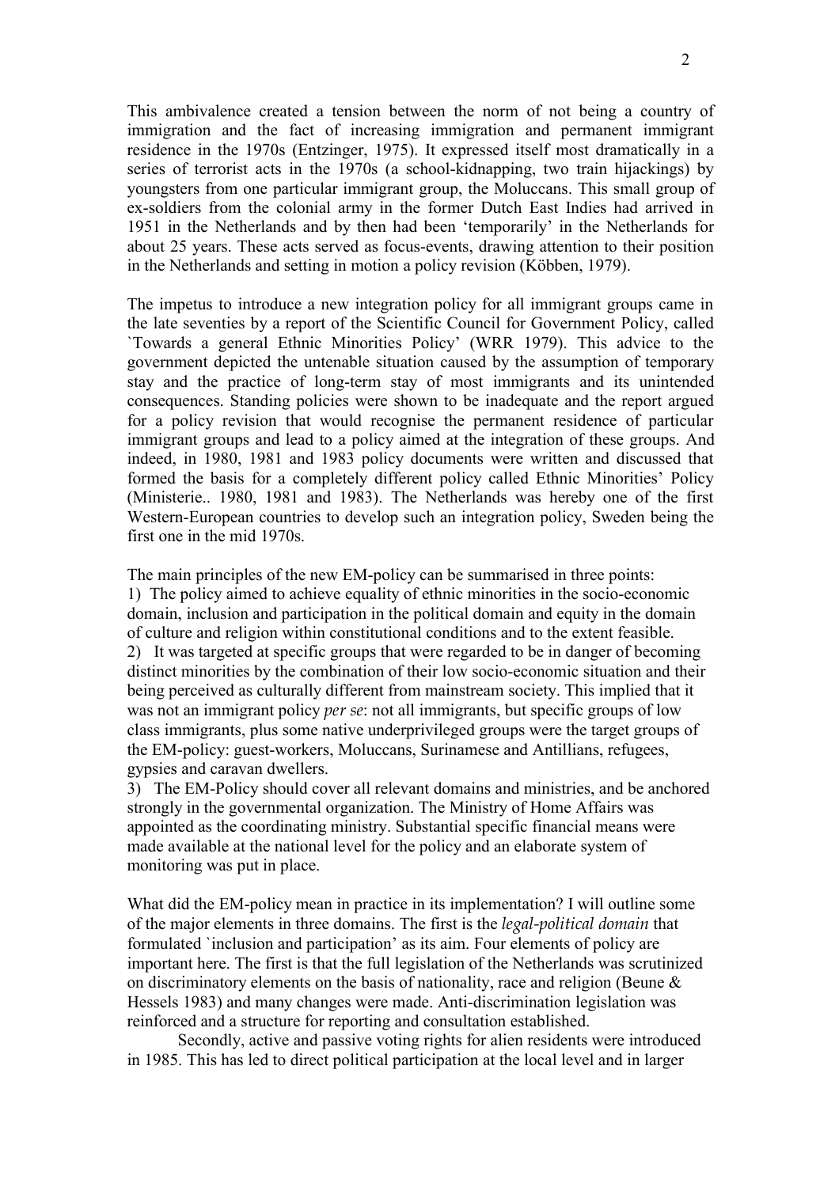This ambivalence created a tension between the norm of not being a country of immigration and the fact of increasing immigration and permanent immigrant residence in the 1970s (Entzinger, 1975). It expressed itself most dramatically in a series of terrorist acts in the 1970s (a school-kidnapping, two train hijackings) by youngsters from one particular immigrant group, the Moluccans. This small group of ex-soldiers from the colonial army in the former Dutch East Indies had arrived in 1951 in the Netherlands and by then had been 'temporarily' in the Netherlands for about 25 years. These acts served as focus-events, drawing attention to their position in the Netherlands and setting in motion a policy revision (Köbben, 1979).

The impetus to introduce a new integration policy for all immigrant groups came in the late seventies by a report of the Scientific Council for Government Policy, called `Towards a general Ethnic Minorities Policy' (WRR 1979). This advice to the government depicted the untenable situation caused by the assumption of temporary stay and the practice of long-term stay of most immigrants and its unintended consequences. Standing policies were shown to be inadequate and the report argued for a policy revision that would recognise the permanent residence of particular immigrant groups and lead to a policy aimed at the integration of these groups. And indeed, in 1980, 1981 and 1983 policy documents were written and discussed that formed the basis for a completely different policy called Ethnic Minorities' Policy (Ministerie.. 1980, 1981 and 1983). The Netherlands was hereby one of the first Western-European countries to develop such an integration policy, Sweden being the first one in the mid 1970s.

The main principles of the new EM-policy can be summarised in three points:

1) The policy aimed to achieve equality of ethnic minorities in the socio-economic domain, inclusion and participation in the political domain and equity in the domain of culture and religion within constitutional conditions and to the extent feasible.
2) It was targeted at specific groups that were regarded to be in danger of becoming distinct minorities by the combination of their low socio-economic situation and their being perceived as culturally different from mainstream society. This implied that it was not an immigrant policy *per se*: not all immigrants, but specific groups of low class immigrants, plus some native underprivileged groups were the target groups of the EM-policy: guest-workers, Moluccans, Surinamese and Antillians, refugees, gypsies and caravan dwellers.
3) The EM-Policy should cover all relevant domains and ministries, and be anchored strongly in the governmental organization. The Ministry of Home Affairs was appointed as the coordinating ministry. Substantial specific financial means were made available at the national level for the policy and an elaborate system of monitoring was put in place.

What did the EM-policy mean in practice in its implementation? I will outline some of the major elements in three domains. The first is the *legal-political domain* that formulated `inclusion and participation' as its aim. Four elements of policy are important here. The first is that the full legislation of the Netherlands was scrutinized on discriminatory elements on the basis of nationality, race and religion (Beune & Hessels 1983) and many changes were made. Anti-discrimination legislation was reinforced and a structure for reporting and consultation established.

Secondly, active and passive voting rights for alien residents were introduced in 1985. This has led to direct political participation at the local level and in larger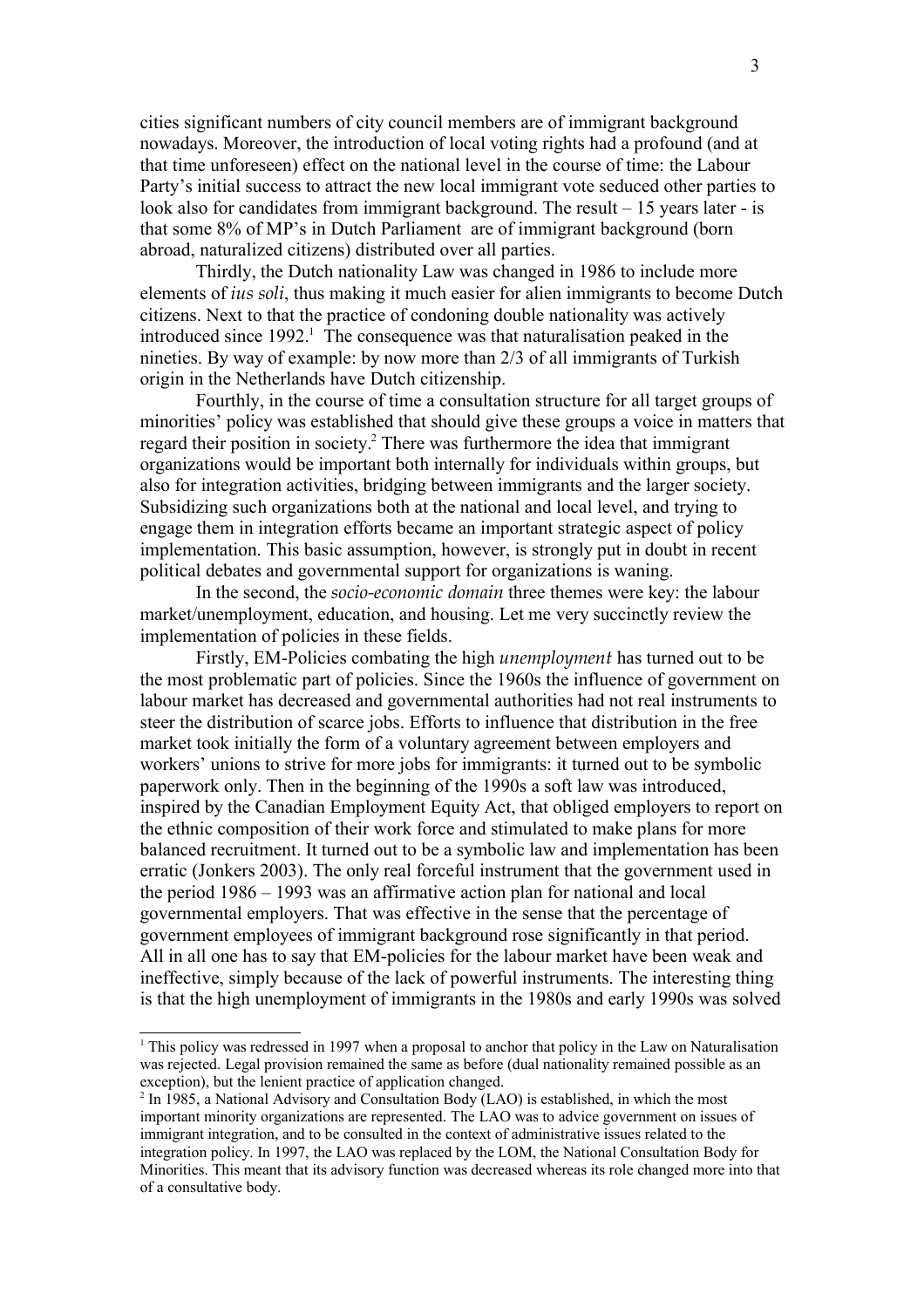cities significant numbers of city council members are of immigrant background nowadays. Moreover, the introduction of local voting rights had a profound (and at that time unforeseen) effect on the national level in the course of time: the Labour Party's initial success to attract the new local immigrant vote seduced other parties to look also for candidates from immigrant background. The result – 15 years later - is that some 8% of MP's in Dutch Parliament are of immigrant background (born abroad, naturalized citizens) distributed over all parties.

Thirdly, the Dutch nationality Law was changed in 1986 to include more elements of *ius soli*, thus making it much easier for alien immigrants to become Dutch citizens. Next to that the practice of condoning double nationality was actively introduced since 1992.[1] The consequence was that naturalisation peaked in the nineties. By way of example: by now more than 2/3 of all immigrants of Turkish origin in the Netherlands have Dutch citizenship.

Fourthly, in the course of time a consultation structure for all target groups of minorities' policy was established that should give these groups a voice in matters that regard their position in society.[2] There was furthermore the idea that immigrant organizations would be important both internally for individuals within groups, but also for integration activities, bridging between immigrants and the larger society. Subsidizing such organizations both at the national and local level, and trying to engage them in integration efforts became an important strategic aspect of policy implementation. This basic assumption, however, is strongly put in doubt in recent political debates and governmental support for organizations is waning.

In the second, the *socio-economic domain* three themes were key: the labour market/unemployment, education, and housing. Let me very succinctly review the implementation of policies in these fields.

Firstly, EM-Policies combating the high *unemployment* has turned out to be the most problematic part of policies. Since the 1960s the influence of government on labour market has decreased and governmental authorities had not real instruments to steer the distribution of scarce jobs. Efforts to influence that distribution in the free market took initially the form of a voluntary agreement between employers and workers' unions to strive for more jobs for immigrants: it turned out to be symbolic paperwork only. Then in the beginning of the 1990s a soft law was introduced, inspired by the Canadian Employment Equity Act, that obliged employers to report on the ethnic composition of their work force and stimulated to make plans for more balanced recruitment. It turned out to be a symbolic law and implementation has been erratic (Jonkers 2003). The only real forceful instrument that the government used in the period 1986 – 1993 was an affirmative action plan for national and local governmental employers. That was effective in the sense that the percentage of government employees of immigrant background rose significantly in that period. All in all one has to say that EM-policies for the labour market have been weak and ineffective, simply because of the lack of powerful instruments. The interesting thing is that the high unemployment of immigrants in the 1980s and early 1990s was solved

---

[1] This policy was redressed in 1997 when a proposal to anchor that policy in the Law on Naturalisation was rejected. Legal provision remained the same as before (dual nationality remained possible as an exception), but the lenient practice of application changed.

[2] In 1985, a National Advisory and Consultation Body (LAO) is established, in which the most important minority organizations are represented. The LAO was to advice government on issues of immigrant integration, and to be consulted in the context of administrative issues related to the integration policy. In 1997, the LAO was replaced by the LOM, the National Consultation Body for Minorities. This meant that its advisory function was decreased whereas its role changed more into that of a consultative body.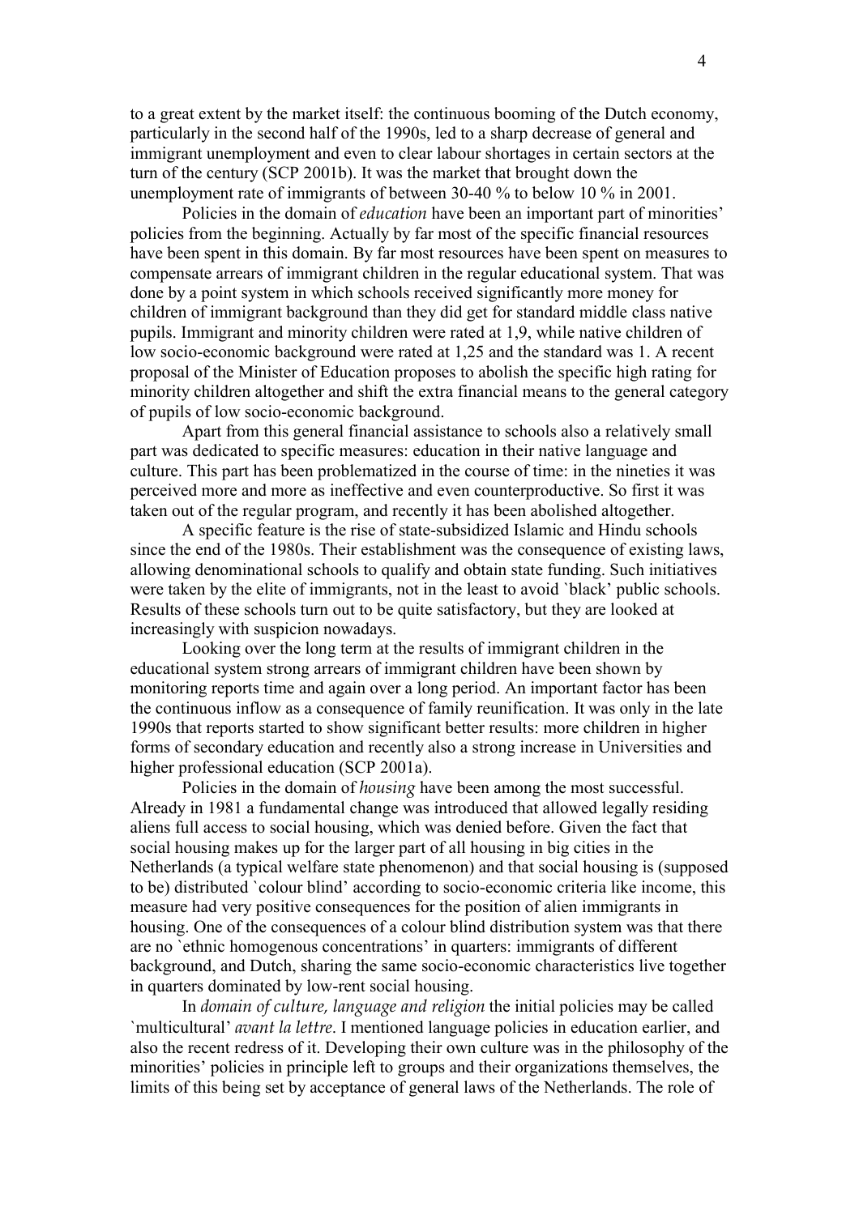to a great extent by the market itself: the continuous booming of the Dutch economy, particularly in the second half of the 1990s, led to a sharp decrease of general and immigrant unemployment and even to clear labour shortages in certain sectors at the turn of the century (SCP 2001b). It was the market that brought down the unemployment rate of immigrants of between 30-40 % to below 10 % in 2001.

Policies in the domain of *education* have been an important part of minorities' policies from the beginning. Actually by far most of the specific financial resources have been spent in this domain. By far most resources have been spent on measures to compensate arrears of immigrant children in the regular educational system. That was done by a point system in which schools received significantly more money for children of immigrant background than they did get for standard middle class native pupils. Immigrant and minority children were rated at 1,9, while native children of low socio-economic background were rated at 1,25 and the standard was 1. A recent proposal of the Minister of Education proposes to abolish the specific high rating for minority children altogether and shift the extra financial means to the general category of pupils of low socio-economic background.

Apart from this general financial assistance to schools also a relatively small part was dedicated to specific measures: education in their native language and culture. This part has been problematized in the course of time: in the nineties it was perceived more and more as ineffective and even counterproductive. So first it was taken out of the regular program, and recently it has been abolished altogether.

A specific feature is the rise of state-subsidized Islamic and Hindu schools since the end of the 1980s. Their establishment was the consequence of existing laws, allowing denominational schools to qualify and obtain state funding. Such initiatives were taken by the elite of immigrants, not in the least to avoid `black' public schools. Results of these schools turn out to be quite satisfactory, but they are looked at increasingly with suspicion nowadays.

Looking over the long term at the results of immigrant children in the educational system strong arrears of immigrant children have been shown by monitoring reports time and again over a long period. An important factor has been the continuous inflow as a consequence of family reunification. It was only in the late 1990s that reports started to show significant better results: more children in higher forms of secondary education and recently also a strong increase in Universities and higher professional education (SCP 2001a).

Policies in the domain of *housing* have been among the most successful. Already in 1981 a fundamental change was introduced that allowed legally residing aliens full access to social housing, which was denied before. Given the fact that social housing makes up for the larger part of all housing in big cities in the Netherlands (a typical welfare state phenomenon) and that social housing is (supposed to be) distributed `colour blind' according to socio-economic criteria like income, this measure had very positive consequences for the position of alien immigrants in housing. One of the consequences of a colour blind distribution system was that there are no `ethnic homogenous concentrations' in quarters: immigrants of different background, and Dutch, sharing the same socio-economic characteristics live together in quarters dominated by low-rent social housing.

In *domain of culture, language and religion* the initial policies may be called `multicultural' *avant la lettre*. I mentioned language policies in education earlier, and also the recent redress of it. Developing their own culture was in the philosophy of the minorities' policies in principle left to groups and their organizations themselves, the limits of this being set by acceptance of general laws of the Netherlands. The role of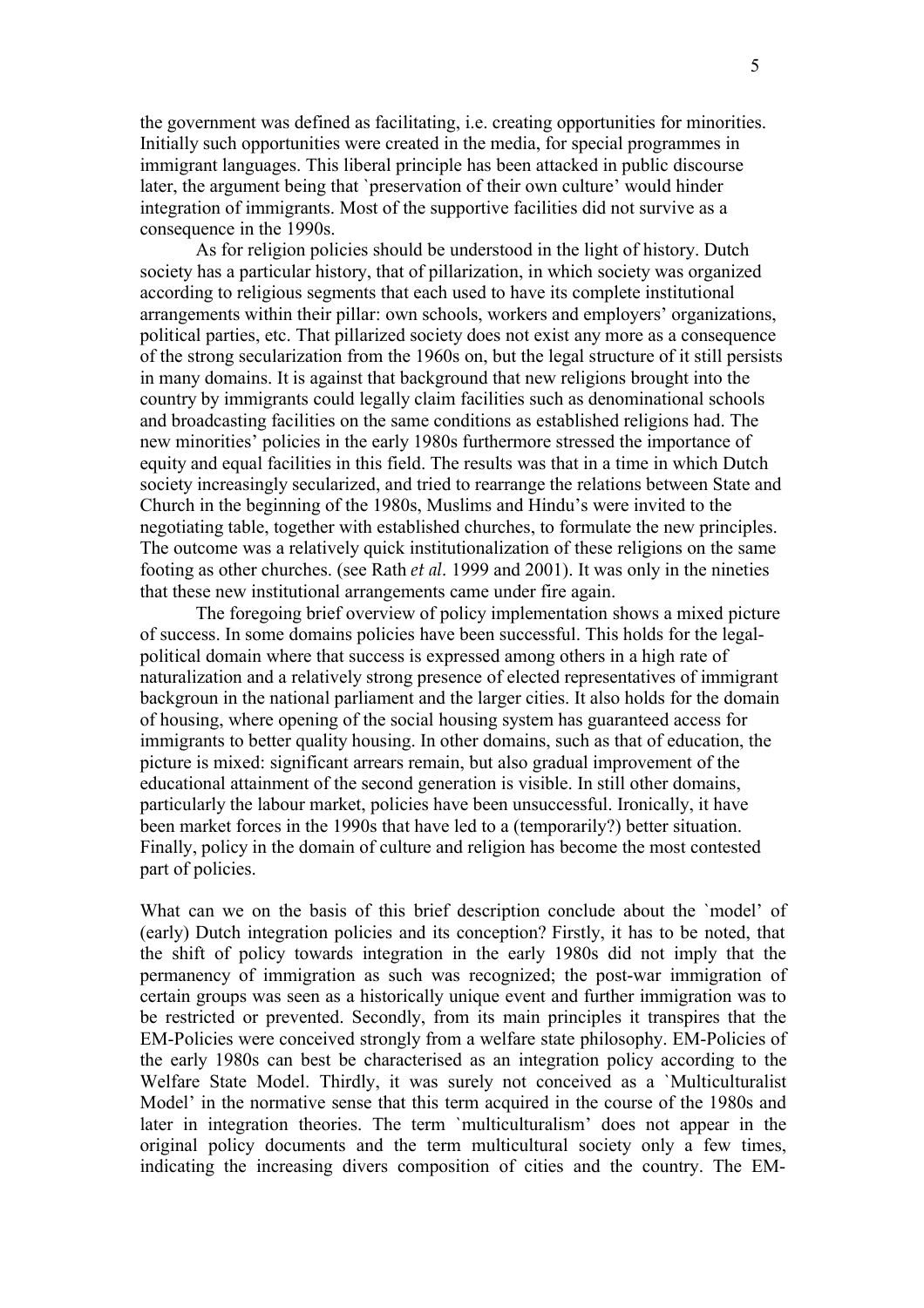the government was defined as facilitating, i.e. creating opportunities for minorities. Initially such opportunities were created in the media, for special programmes in immigrant languages. This liberal principle has been attacked in public discourse later, the argument being that `preservation of their own culture' would hinder integration of immigrants. Most of the supportive facilities did not survive as a consequence in the 1990s.

As for religion policies should be understood in the light of history. Dutch society has a particular history, that of pillarization, in which society was organized according to religious segments that each used to have its complete institutional arrangements within their pillar: own schools, workers and employers' organizations, political parties, etc. That pillarized society does not exist any more as a consequence of the strong secularization from the 1960s on, but the legal structure of it still persists in many domains. It is against that background that new religions brought into the country by immigrants could legally claim facilities such as denominational schools and broadcasting facilities on the same conditions as established religions had. The new minorities' policies in the early 1980s furthermore stressed the importance of equity and equal facilities in this field. The results was that in a time in which Dutch society increasingly secularized, and tried to rearrange the relations between State and Church in the beginning of the 1980s, Muslims and Hindu's were invited to the negotiating table, together with established churches, to formulate the new principles. The outcome was a relatively quick institutionalization of these religions on the same footing as other churches. (see Rath *et al*. 1999 and 2001). It was only in the nineties that these new institutional arrangements came under fire again.

The foregoing brief overview of policy implementation shows a mixed picture of success. In some domains policies have been successful. This holds for the legal-political domain where that success is expressed among others in a high rate of naturalization and a relatively strong presence of elected representatives of immigrant backgroun in the national parliament and the larger cities. It also holds for the domain of housing, where opening of the social housing system has guaranteed access for immigrants to better quality housing. In other domains, such as that of education, the picture is mixed: significant arrears remain, but also gradual improvement of the educational attainment of the second generation is visible. In still other domains, particularly the labour market, policies have been unsuccessful. Ironically, it have been market forces in the 1990s that have led to a (temporarily?) better situation. Finally, policy in the domain of culture and religion has become the most contested part of policies.

What can we on the basis of this brief description conclude about the `model' of (early) Dutch integration policies and its conception? Firstly, it has to be noted, that the shift of policy towards integration in the early 1980s did not imply that the permanency of immigration as such was recognized; the post-war immigration of certain groups was seen as a historically unique event and further immigration was to be restricted or prevented. Secondly, from its main principles it transpires that the EM-Policies were conceived strongly from a welfare state philosophy. EM-Policies of the early 1980s can best be characterised as an integration policy according to the Welfare State Model. Thirdly, it was surely not conceived as a `Multiculturalist Model' in the normative sense that this term acquired in the course of the 1980s and later in integration theories. The term `multiculturalism' does not appear in the original policy documents and the term multicultural society only a few times, indicating the increasing divers composition of cities and the country. The EM-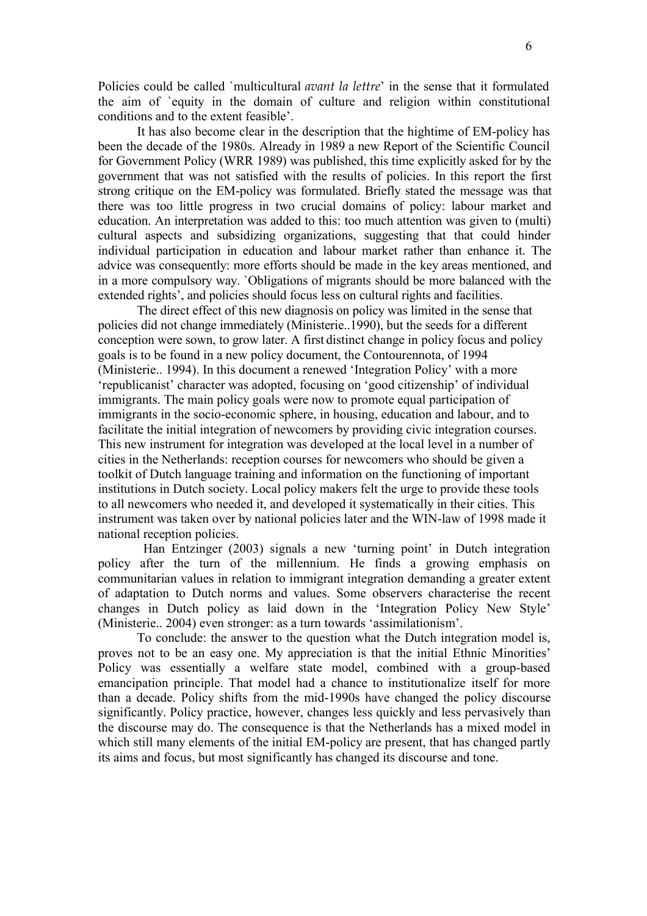Policies could be called `multicultural *avant la lettre*' in the sense that it formulated the aim of `equity in the domain of culture and religion within constitutional conditions and to the extent feasible'.

It has also become clear in the description that the hightime of EM-policy has been the decade of the 1980s. Already in 1989 a new Report of the Scientific Council for Government Policy (WRR 1989) was published, this time explicitly asked for by the government that was not satisfied with the results of policies. In this report the first strong critique on the EM-policy was formulated. Briefly stated the message was that there was too little progress in two crucial domains of policy: labour market and education. An interpretation was added to this: too much attention was given to (multi) cultural aspects and subsidizing organizations, suggesting that that could hinder individual participation in education and labour market rather than enhance it. The advice was consequently: more efforts should be made in the key areas mentioned, and in a more compulsory way. `Obligations of migrants should be more balanced with the extended rights', and policies should focus less on cultural rights and facilities.

The direct effect of this new diagnosis on policy was limited in the sense that policies did not change immediately (Ministerie..1990), but the seeds for a different conception were sown, to grow later. A first distinct change in policy focus and policy goals is to be found in a new policy document, the Contourennota, of 1994 (Ministerie.. 1994). In this document a renewed 'Integration Policy' with a more 'republicanist' character was adopted, focusing on 'good citizenship' of individual immigrants. The main policy goals were now to promote equal participation of immigrants in the socio-economic sphere, in housing, education and labour, and to facilitate the initial integration of newcomers by providing civic integration courses. This new instrument for integration was developed at the local level in a number of cities in the Netherlands: reception courses for newcomers who should be given a toolkit of Dutch language training and information on the functioning of important institutions in Dutch society. Local policy makers felt the urge to provide these tools to all newcomers who needed it, and developed it systematically in their cities. This instrument was taken over by national policies later and the WIN-law of 1998 made it national reception policies.

Han Entzinger (2003) signals a new 'turning point' in Dutch integration policy after the turn of the millennium. He finds a growing emphasis on communitarian values in relation to immigrant integration demanding a greater extent of adaptation to Dutch norms and values. Some observers characterise the recent changes in Dutch policy as laid down in the 'Integration Policy New Style' (Ministerie.. 2004) even stronger: as a turn towards 'assimilationism'.

To conclude: the answer to the question what the Dutch integration model is, proves not to be an easy one. My appreciation is that the initial Ethnic Minorities' Policy was essentially a welfare state model, combined with a group-based emancipation principle. That model had a chance to institutionalize itself for more than a decade. Policy shifts from the mid-1990s have changed the policy discourse significantly. Policy practice, however, changes less quickly and less pervasively than the discourse may do. The consequence is that the Netherlands has a mixed model in which still many elements of the initial EM-policy are present, that has changed partly its aims and focus, but most significantly has changed its discourse and tone.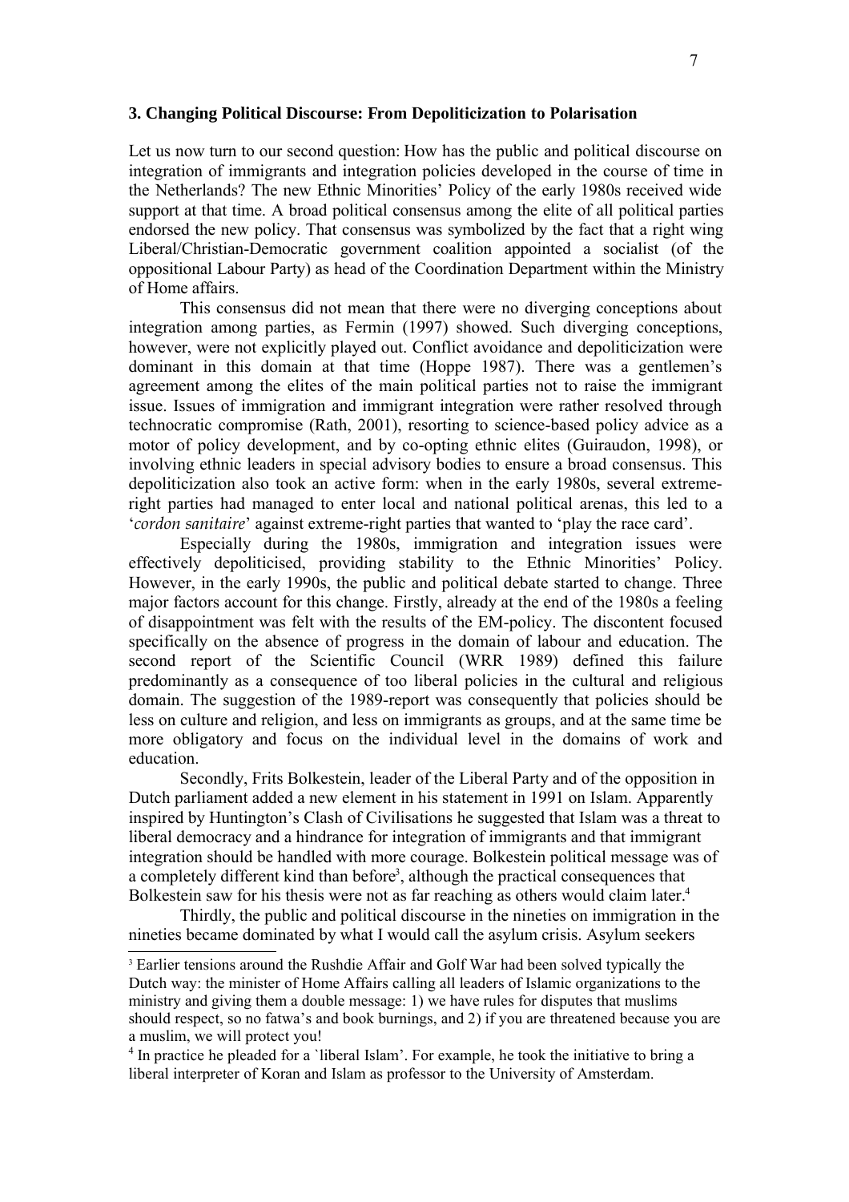### 3. Changing Political Discourse: From Depoliticization to Polarisation

Let us now turn to our second question: How has the public and political discourse on integration of immigrants and integration policies developed in the course of time in the Netherlands? The new Ethnic Minorities' Policy of the early 1980s received wide support at that time. A broad political consensus among the elite of all political parties endorsed the new policy. That consensus was symbolized by the fact that a right wing Liberal/Christian-Democratic government coalition appointed a socialist (of the oppositional Labour Party) as head of the Coordination Department within the Ministry of Home affairs.

This consensus did not mean that there were no diverging conceptions about integration among parties, as Fermin (1997) showed. Such diverging conceptions, however, were not explicitly played out. Conflict avoidance and depoliticization were dominant in this domain at that time (Hoppe 1987). There was a gentlemen's agreement among the elites of the main political parties not to raise the immigrant issue. Issues of immigration and immigrant integration were rather resolved through technocratic compromise (Rath, 2001), resorting to science-based policy advice as a motor of policy development, and by co-opting ethnic elites (Guiraudon, 1998), or involving ethnic leaders in special advisory bodies to ensure a broad consensus. This depoliticization also took an active form: when in the early 1980s, several extreme-right parties had managed to enter local and national political arenas, this led to a '*cordon sanitaire*' against extreme-right parties that wanted to 'play the race card'.

Especially during the 1980s, immigration and integration issues were effectively depoliticised, providing stability to the Ethnic Minorities' Policy. However, in the early 1990s, the public and political debate started to change. Three major factors account for this change. Firstly, already at the end of the 1980s a feeling of disappointment was felt with the results of the EM-policy. The discontent focused specifically on the absence of progress in the domain of labour and education. The second report of the Scientific Council (WRR 1989) defined this failure predominantly as a consequence of too liberal policies in the cultural and religious domain. The suggestion of the 1989-report was consequently that policies should be less on culture and religion, and less on immigrants as groups, and at the same time be more obligatory and focus on the individual level in the domains of work and education.

Secondly, Frits Bolkestein, leader of the Liberal Party and of the opposition in Dutch parliament added a new element in his statement in 1991 on Islam. Apparently inspired by Huntington's Clash of Civilisations he suggested that Islam was a threat to liberal democracy and a hindrance for integration of immigrants and that immigrant integration should be handled with more courage. Bolkestein political message was of a completely different kind than before[3], although the practical consequences that Bolkestein saw for his thesis were not as far reaching as others would claim later.[4]

Thirdly, the public and political discourse in the nineties on immigration in the nineties became dominated by what I would call the asylum crisis. Asylum seekers

---

[3] Earlier tensions around the Rushdie Affair and Golf War had been solved typically the Dutch way: the minister of Home Affairs calling all leaders of Islamic organizations to the ministry and giving them a double message: 1) we have rules for disputes that muslims should respect, so no fatwa's and book burnings, and 2) if you are threatened because you are a muslim, we will protect you!

[4] In practice he pleaded for a `liberal Islam'. For example, he took the initiative to bring a liberal interpreter of Koran and Islam as professor to the University of Amsterdam.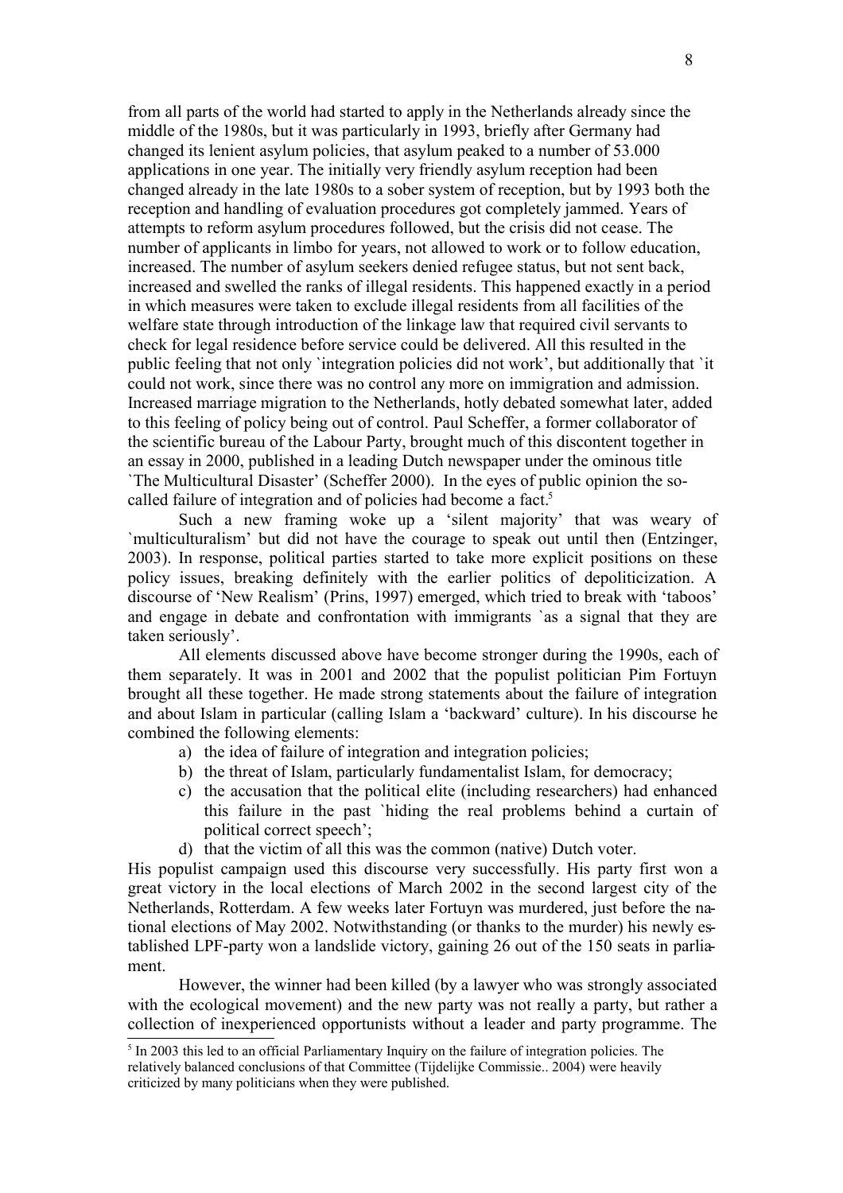from all parts of the world had started to apply in the Netherlands already since the middle of the 1980s, but it was particularly in 1993, briefly after Germany had changed its lenient asylum policies, that asylum peaked to a number of 53.000 applications in one year. The initially very friendly asylum reception had been changed already in the late 1980s to a sober system of reception, but by 1993 both the reception and handling of evaluation procedures got completely jammed. Years of attempts to reform asylum procedures followed, but the crisis did not cease. The number of applicants in limbo for years, not allowed to work or to follow education, increased. The number of asylum seekers denied refugee status, but not sent back, increased and swelled the ranks of illegal residents. This happened exactly in a period in which measures were taken to exclude illegal residents from all facilities of the welfare state through introduction of the linkage law that required civil servants to check for legal residence before service could be delivered. All this resulted in the public feeling that not only `integration policies did not work', but additionally that `it could not work, since there was no control any more on immigration and admission. Increased marriage migration to the Netherlands, hotly debated somewhat later, added to this feeling of policy being out of control. Paul Scheffer, a former collaborator of the scientific bureau of the Labour Party, brought much of this discontent together in an essay in 2000, published in a leading Dutch newspaper under the ominous title `The Multicultural Disaster' (Scheffer 2000). In the eyes of public opinion the so-called failure of integration and of policies had become a fact.[5]

Such a new framing woke up a 'silent majority' that was weary of `multiculturalism' but did not have the courage to speak out until then (Entzinger, 2003). In response, political parties started to take more explicit positions on these policy issues, breaking definitely with the earlier politics of depoliticization. A discourse of 'New Realism' (Prins, 1997) emerged, which tried to break with 'taboos' and engage in debate and confrontation with immigrants `as a signal that they are taken seriously'.

All elements discussed above have become stronger during the 1990s, each of them separately. It was in 2001 and 2002 that the populist politician Pim Fortuyn brought all these together. He made strong statements about the failure of integration and about Islam in particular (calling Islam a 'backward' culture). In his discourse he combined the following elements:

a) the idea of failure of integration and integration policies;
b) the threat of Islam, particularly fundamentalist Islam, for democracy;
c) the accusation that the political elite (including researchers) had enhanced this failure in the past `hiding the real problems behind a curtain of political correct speech';
d) that the victim of all this was the common (native) Dutch voter.

His populist campaign used this discourse very successfully. His party first won a great victory in the local elections of March 2002 in the second largest city of the Netherlands, Rotterdam. A few weeks later Fortuyn was murdered, just before the national elections of May 2002. Notwithstanding (or thanks to the murder) his newly established LPF-party won a landslide victory, gaining 26 out of the 150 seats in parliament.

However, the winner had been killed (by a lawyer who was strongly associated with the ecological movement) and the new party was not really a party, but rather a collection of inexperienced opportunists without a leader and party programme. The

---

[5] In 2003 this led to an official Parliamentary Inquiry on the failure of integration policies. The relatively balanced conclusions of that Committee (Tijdelijke Commissie.. 2004) were heavily criticized by many politicians when they were published.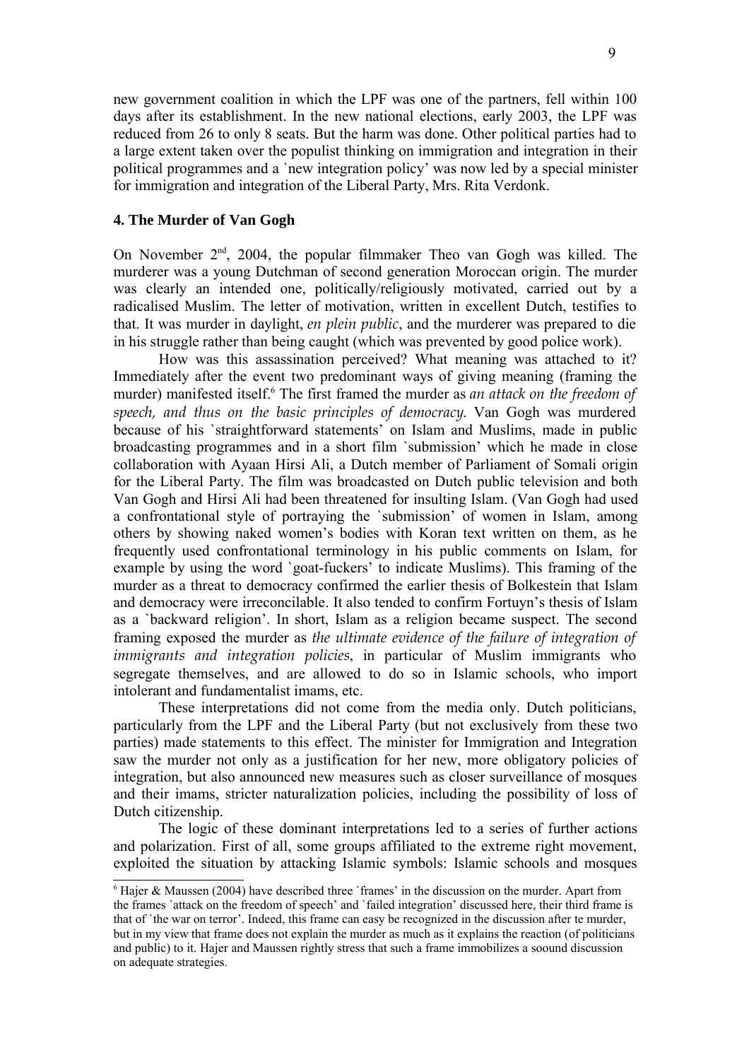new government coalition in which the LPF was one of the partners, fell within 100 days after its establishment. In the new national elections, early 2003, the LPF was reduced from 26 to only 8 seats. But the harm was done. Other political parties had to a large extent taken over the populist thinking on immigration and integration in their political programmes and a `new integration policy' was now led by a special minister for immigration and integration of the Liberal Party, Mrs. Rita Verdonk.

## 4. The Murder of Van Gogh

On November 2nd, 2004, the popular filmmaker Theo van Gogh was killed. The murderer was a young Dutchman of second generation Moroccan origin. The murder was clearly an intended one, politically/religiously motivated, carried out by a radicalised Muslim. The letter of motivation, written in excellent Dutch, testifies to that. It was murder in daylight, *en plein public*, and the murderer was prepared to die in his struggle rather than being caught (which was prevented by good police work).

How was this assassination perceived? What meaning was attached to it? Immediately after the event two predominant ways of giving meaning (framing the murder) manifested itself.[6] The first framed the murder as *an attack on the freedom of speech, and thus on the basic principles of democracy.* Van Gogh was murdered because of his `straightforward statements' on Islam and Muslims, made in public broadcasting programmes and in a short film `submission' which he made in close collaboration with Ayaan Hirsi Ali, a Dutch member of Parliament of Somali origin for the Liberal Party. The film was broadcasted on Dutch public television and both Van Gogh and Hirsi Ali had been threatened for insulting Islam. (Van Gogh had used a confrontational style of portraying the `submission' of women in Islam, among others by showing naked women's bodies with Koran text written on them, as he frequently used confrontational terminology in his public comments on Islam, for example by using the word `goat-fuckers' to indicate Muslims). This framing of the murder as a threat to democracy confirmed the earlier thesis of Bolkestein that Islam and democracy were irreconcilable. It also tended to confirm Fortuyn's thesis of Islam as a `backward religion'. In short, Islam as a religion became suspect. The second framing exposed the murder as *the ultimate evidence of the failure of integration of immigrants and integration policies*, in particular of Muslim immigrants who segregate themselves, and are allowed to do so in Islamic schools, who import intolerant and fundamentalist imams, etc.

These interpretations did not come from the media only. Dutch politicians, particularly from the LPF and the Liberal Party (but not exclusively from these two parties) made statements to this effect. The minister for Immigration and Integration saw the murder not only as a justification for her new, more obligatory policies of integration, but also announced new measures such as closer surveillance of mosques and their imams, stricter naturalization policies, including the possibility of loss of Dutch citizenship.

The logic of these dominant interpretations led to a series of further actions and polarization. First of all, some groups affiliated to the extreme right movement, exploited the situation by attacking Islamic symbols: Islamic schools and mosques

[6] Hajer & Maussen (2004) have described three `frames' in the discussion on the murder. Apart from the frames `attack on the freedom of speech' and `failed integration' discussed here, their third frame is that of `the war on terror'. Indeed, this frame can easy be recognized in the discussion after te murder, but in my view that frame does not explain the murder as much as it explains the reaction (of politicians and public) to it. Hajer and Maussen rightly stress that such a frame immobilizes a soound discussion on adequate strategies.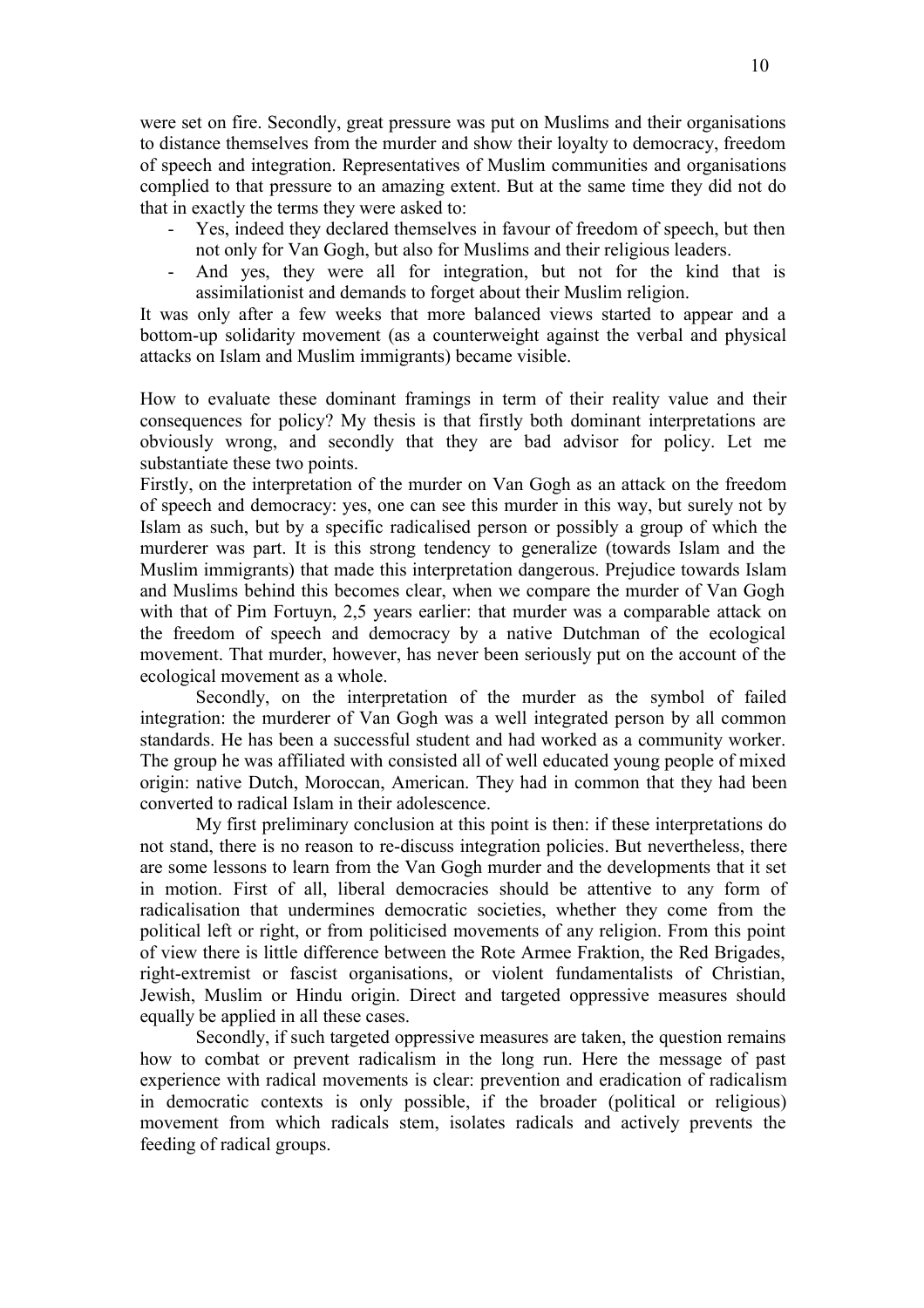were set on fire. Secondly, great pressure was put on Muslims and their organisations to distance themselves from the murder and show their loyalty to democracy, freedom of speech and integration. Representatives of Muslim communities and organisations complied to that pressure to an amazing extent. But at the same time they did not do that in exactly the terms they were asked to:

- Yes, indeed they declared themselves in favour of freedom of speech, but then not only for Van Gogh, but also for Muslims and their religious leaders.
- And yes, they were all for integration, but not for the kind that is assimilationist and demands to forget about their Muslim religion.

It was only after a few weeks that more balanced views started to appear and a bottom-up solidarity movement (as a counterweight against the verbal and physical attacks on Islam and Muslim immigrants) became visible.

How to evaluate these dominant framings in term of their reality value and their consequences for policy? My thesis is that firstly both dominant interpretations are obviously wrong, and secondly that they are bad advisor for policy. Let me substantiate these two points.

Firstly, on the interpretation of the murder on Van Gogh as an attack on the freedom of speech and democracy: yes, one can see this murder in this way, but surely not by Islam as such, but by a specific radicalised person or possibly a group of which the murderer was part. It is this strong tendency to generalize (towards Islam and the Muslim immigrants) that made this interpretation dangerous. Prejudice towards Islam and Muslims behind this becomes clear, when we compare the murder of Van Gogh with that of Pim Fortuyn, 2,5 years earlier: that murder was a comparable attack on the freedom of speech and democracy by a native Dutchman of the ecological movement. That murder, however, has never been seriously put on the account of the ecological movement as a whole.

Secondly, on the interpretation of the murder as the symbol of failed integration: the murderer of Van Gogh was a well integrated person by all common standards. He has been a successful student and had worked as a community worker. The group he was affiliated with consisted all of well educated young people of mixed origin: native Dutch, Moroccan, American. They had in common that they had been converted to radical Islam in their adolescence.

My first preliminary conclusion at this point is then: if these interpretations do not stand, there is no reason to re-discuss integration policies. But nevertheless, there are some lessons to learn from the Van Gogh murder and the developments that it set in motion. First of all, liberal democracies should be attentive to any form of radicalisation that undermines democratic societies, whether they come from the political left or right, or from politicised movements of any religion. From this point of view there is little difference between the Rote Armee Fraktion, the Red Brigades, right-extremist or fascist organisations, or violent fundamentalists of Christian, Jewish, Muslim or Hindu origin. Direct and targeted oppressive measures should equally be applied in all these cases.

Secondly, if such targeted oppressive measures are taken, the question remains how to combat or prevent radicalism in the long run. Here the message of past experience with radical movements is clear: prevention and eradication of radicalism in democratic contexts is only possible, if the broader (political or religious) movement from which radicals stem, isolates radicals and actively prevents the feeding of radical groups.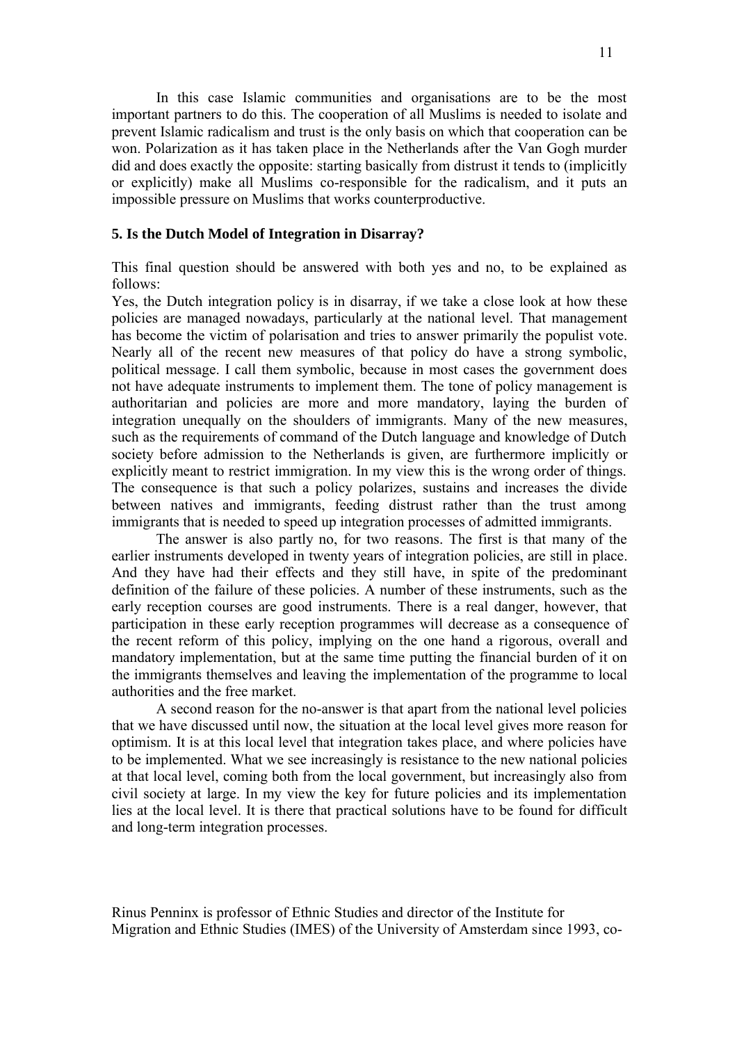In this case Islamic communities and organisations are to be the most important partners to do this. The cooperation of all Muslims is needed to isolate and prevent Islamic radicalism and trust is the only basis on which that cooperation can be won. Polarization as it has taken place in the Netherlands after the Van Gogh murder did and does exactly the opposite: starting basically from distrust it tends to (implicitly or explicitly) make all Muslims co-responsible for the radicalism, and it puts an impossible pressure on Muslims that works counterproductive.

## 5. Is the Dutch Model of Integration in Disarray?

This final question should be answered with both yes and no, to be explained as follows:

Yes, the Dutch integration policy is in disarray, if we take a close look at how these policies are managed nowadays, particularly at the national level. That management has become the victim of polarisation and tries to answer primarily the populist vote. Nearly all of the recent new measures of that policy do have a strong symbolic, political message. I call them symbolic, because in most cases the government does not have adequate instruments to implement them. The tone of policy management is authoritarian and policies are more and more mandatory, laying the burden of integration unequally on the shoulders of immigrants. Many of the new measures, such as the requirements of command of the Dutch language and knowledge of Dutch society before admission to the Netherlands is given, are furthermore implicitly or explicitly meant to restrict immigration. In my view this is the wrong order of things. The consequence is that such a policy polarizes, sustains and increases the divide between natives and immigrants, feeding distrust rather than the trust among immigrants that is needed to speed up integration processes of admitted immigrants.

The answer is also partly no, for two reasons. The first is that many of the earlier instruments developed in twenty years of integration policies, are still in place. And they have had their effects and they still have, in spite of the predominant definition of the failure of these policies. A number of these instruments, such as the early reception courses are good instruments. There is a real danger, however, that participation in these early reception programmes will decrease as a consequence of the recent reform of this policy, implying on the one hand a rigorous, overall and mandatory implementation, but at the same time putting the financial burden of it on the immigrants themselves and leaving the implementation of the programme to local authorities and the free market.

A second reason for the no-answer is that apart from the national level policies that we have discussed until now, the situation at the local level gives more reason for optimism. It is at this local level that integration takes place, and where policies have to be implemented. What we see increasingly is resistance to the new national policies at that local level, coming both from the local government, but increasingly also from civil society at large. In my view the key for future policies and its implementation lies at the local level. It is there that practical solutions have to be found for difficult and long-term integration processes.

Rinus Penninx is professor of Ethnic Studies and director of the Institute for Migration and Ethnic Studies (IMES) of the University of Amsterdam since 1993, co-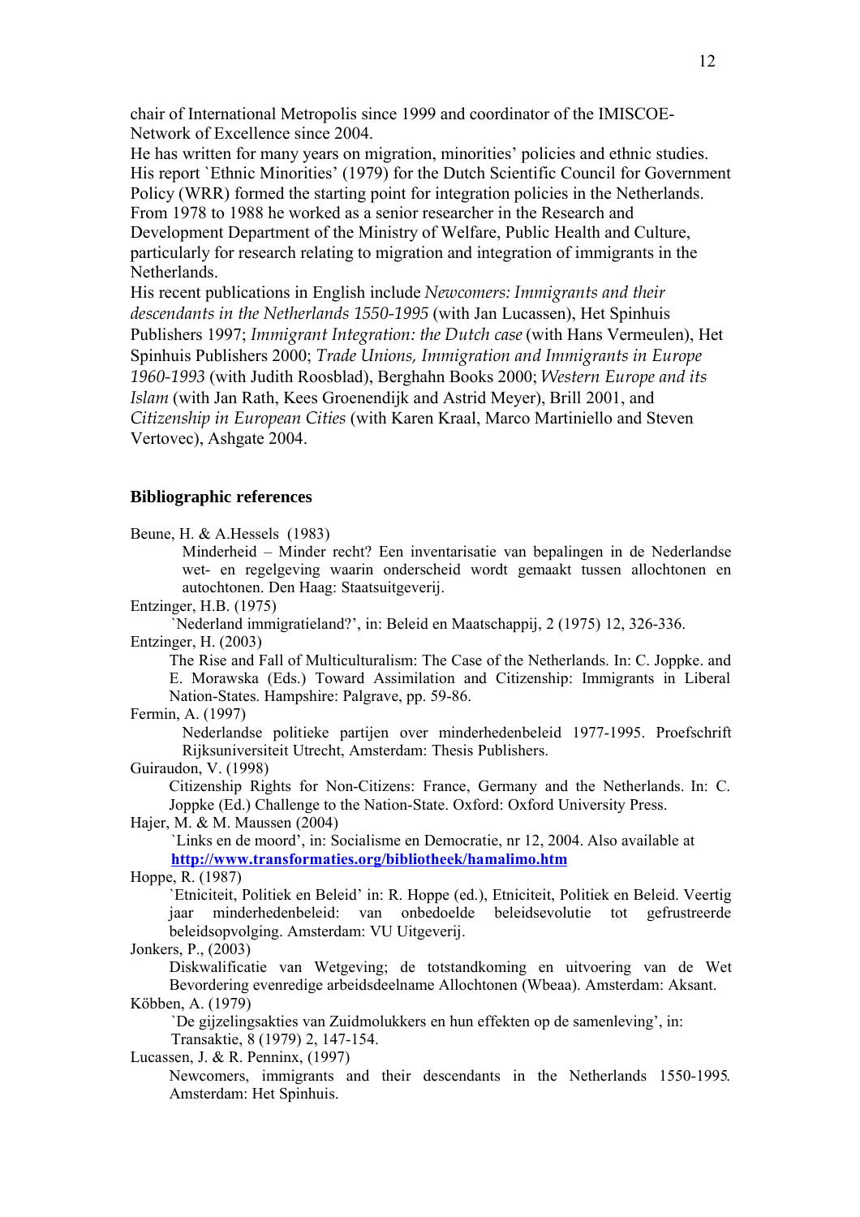chair of International Metropolis since 1999 and coordinator of the IMISCOE-Network of Excellence since 2004.
He has written for many years on migration, minorities' policies and ethnic studies. His report `Ethnic Minorities' (1979) for the Dutch Scientific Council for Government Policy (WRR) formed the starting point for integration policies in the Netherlands. From 1978 to 1988 he worked as a senior researcher in the Research and Development Department of the Ministry of Welfare, Public Health and Culture, particularly for research relating to migration and integration of immigrants in the Netherlands.
His recent publications in English include *Newcomers: Immigrants and their descendants in the Netherlands 1550-1995* (with Jan Lucassen), Het Spinhuis Publishers 1997; *Immigrant Integration: the Dutch case* (with Hans Vermeulen), Het Spinhuis Publishers 2000; *Trade Unions, Immigration and Immigrants in Europe 1960-1993* (with Judith Roosblad), Berghahn Books 2000; *Western Europe and its Islam* (with Jan Rath, Kees Groenendijk and Astrid Meyer), Brill 2001, and *Citizenship in European Cities* (with Karen Kraal, Marco Martiniello and Steven Vertovec), Ashgate 2004.

## Bibliographic references

Beune, H. & A.Hessels (1983)
Minderheid – Minder recht? Een inventarisatie van bepalingen in de Nederlandse wet- en regelgeving waarin onderscheid wordt gemaakt tussen allochtonen en autochtonen. Den Haag: Staatsuitgeverij.

Entzinger, H.B. (1975)
`Nederland immigratieland?', in: Beleid en Maatschappij, 2 (1975) 12, 326-336.

Entzinger, H. (2003)
The Rise and Fall of Multiculturalism: The Case of the Netherlands. In: C. Joppke. and E. Morawska (Eds.) Toward Assimilation and Citizenship: Immigrants in Liberal Nation-States. Hampshire: Palgrave, pp. 59-86.

Fermin, A. (1997)
Nederlandse politieke partijen over minderhedenbeleid 1977-1995. Proefschrift Rijksuniversiteit Utrecht, Amsterdam: Thesis Publishers.

Guiraudon, V. (1998)
Citizenship Rights for Non-Citizens: France, Germany and the Netherlands. In: C. Joppke (Ed.) Challenge to the Nation-State. Oxford: Oxford University Press.

Hajer, M. & M. Maussen (2004)
`Links en de moord', in: Socialisme en Democratie, nr 12, 2004. Also available at **http://www.transformaties.org/bibliotheek/hamalimo.htm**

Hoppe, R. (1987)
`Etniciteit, Politiek en Beleid' in: R. Hoppe (ed.), Etniciteit, Politiek en Beleid. Veertig jaar minderhedenbeleid: van onbedoelde beleidsevolutie tot gefrustreerde beleidsopvolging. Amsterdam: VU Uitgeverij.

Jonkers, P., (2003)
Diskwalificatie van Wetgeving; de totstandkoming en uitvoering van de Wet Bevordering evenredige arbeidsdeelname Allochtonen (Wbeaa). Amsterdam: Aksant.

Köbben, A. (1979)
`De gijzelingsakties van Zuidmolukkers en hun effekten op de samenleving', in: Transaktie, 8 (1979) 2, 147-154.

Lucassen, J. & R. Penninx, (1997)
Newcomers, immigrants and their descendants in the Netherlands 1550-1995. Amsterdam: Het Spinhuis.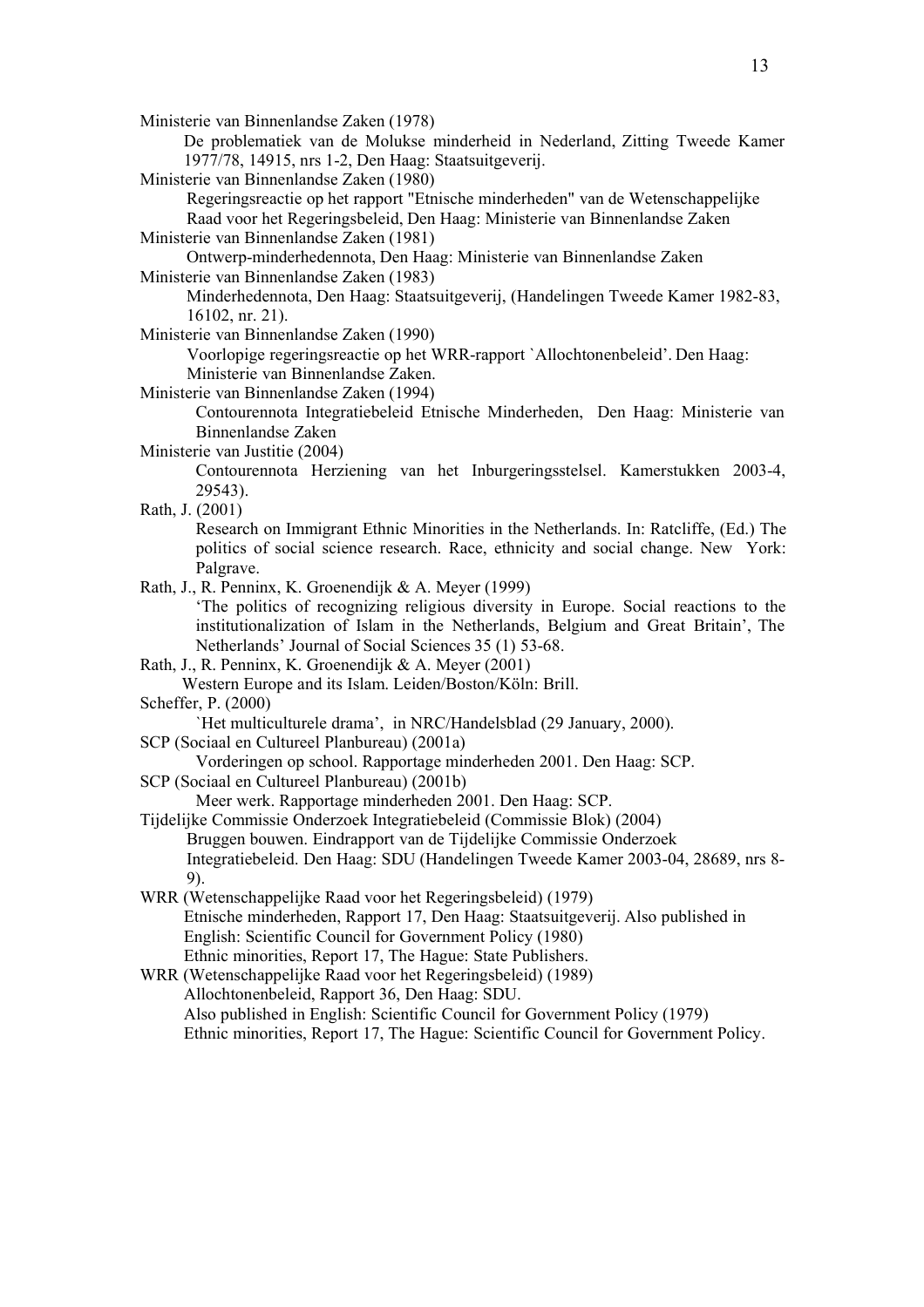Ministerie van Binnenlandse Zaken (1978)
De problematiek van de Molukse minderheid in Nederland, Zitting Tweede Kamer 1977/78, 14915, nrs 1-2, Den Haag: Staatsuitgeverij.

Ministerie van Binnenlandse Zaken (1980)
Regeringsreactie op het rapport "Etnische minderheden" van de Wetenschappelijke Raad voor het Regeringsbeleid, Den Haag: Ministerie van Binnenlandse Zaken

Ministerie van Binnenlandse Zaken (1981)
Ontwerp-minderhedennota, Den Haag: Ministerie van Binnenlandse Zaken

Ministerie van Binnenlandse Zaken (1983)
Minderhedennota, Den Haag: Staatsuitgeverij, (Handelingen Tweede Kamer 1982-83, 16102, nr. 21).

Ministerie van Binnenlandse Zaken (1990)
Voorlopige regeringsreactie op het WRR-rapport `Allochtonenbeleid'. Den Haag: Ministerie van Binnenlandse Zaken.

Ministerie van Binnenlandse Zaken (1994)
Contourennota Integratiebeleid Etnische Minderheden, Den Haag: Ministerie van Binnenlandse Zaken

Ministerie van Justitie (2004)
Contourennota Herziening van het Inburgeringsstelsel. Kamerstukken 2003-4, 29543).

Rath, J. (2001)
Research on Immigrant Ethnic Minorities in the Netherlands. In: Ratcliffe, (Ed.) The politics of social science research. Race, ethnicity and social change. New York: Palgrave.

Rath, J., R. Penninx, K. Groenendijk & A. Meyer (1999)
'The politics of recognizing religious diversity in Europe. Social reactions to the institutionalization of Islam in the Netherlands, Belgium and Great Britain', The Netherlands' Journal of Social Sciences 35 (1) 53-68.

Rath, J., R. Penninx, K. Groenendijk & A. Meyer (2001)
Western Europe and its Islam. Leiden/Boston/Köln: Brill.

Scheffer, P. (2000)
`Het multiculturele drama', in NRC/Handelsblad (29 January, 2000).

SCP (Sociaal en Cultureel Planbureau) (2001a)
Vorderingen op school. Rapportage minderheden 2001. Den Haag: SCP.

SCP (Sociaal en Cultureel Planbureau) (2001b)
Meer werk. Rapportage minderheden 2001. Den Haag: SCP.

Tijdelijke Commissie Onderzoek Integratiebeleid (Commissie Blok) (2004)
Bruggen bouwen. Eindrapport van de Tijdelijke Commissie Onderzoek Integratiebeleid. Den Haag: SDU (Handelingen Tweede Kamer 2003-04, 28689, nrs 8-9).

WRR (Wetenschappelijke Raad voor het Regeringsbeleid) (1979)
Etnische minderheden, Rapport 17, Den Haag: Staatsuitgeverij. Also published in English: Scientific Council for Government Policy (1980)
Ethnic minorities, Report 17, The Hague: State Publishers.

WRR (Wetenschappelijke Raad voor het Regeringsbeleid) (1989)
Allochtonenbeleid, Rapport 36, Den Haag: SDU.
Also published in English: Scientific Council for Government Policy (1979)
Ethnic minorities, Report 17, The Hague: Scientific Council for Government Policy.